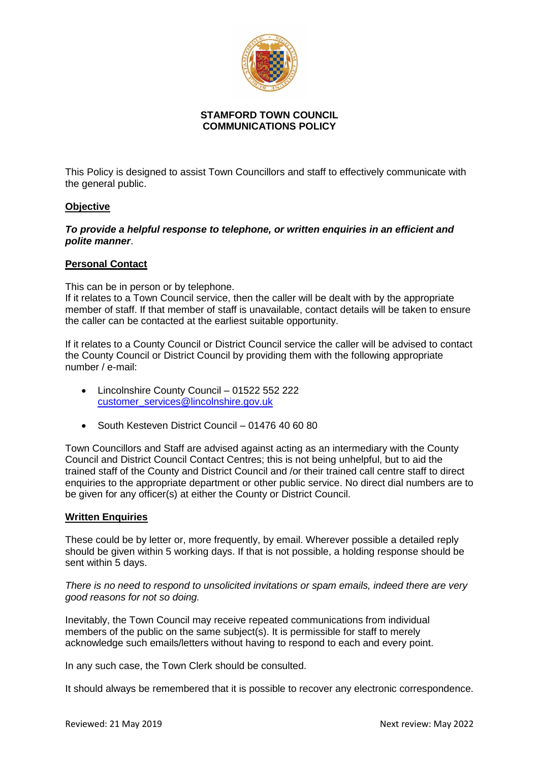# STAMFORD TOWN COUNCIL
# COMMUNICATIONS POLICY

This Policy is designed to assist Town Councillors and staff to effectively communicate with the general public.

## Objective

***To provide a helpful response to telephone, or written enquiries in an efficient and polite manner***.

## Personal Contact

This can be in person or by telephone.
If it relates to a Town Council service, then the caller will be dealt with by the appropriate member of staff. If that member of staff is unavailable, contact details will be taken to ensure the caller can be contacted at the earliest suitable opportunity.

If it relates to a County Council or District Council service the caller will be advised to contact the County Council or District Council by providing them with the following appropriate number / e-mail:

- Lincolnshire County Council – 01522 552 222
  customer_services@lincolnshire.gov.uk
- South Kesteven District Council – 01476 40 60 80

Town Councillors and Staff are advised against acting as an intermediary with the County Council and District Council Contact Centres; this is not being unhelpful, but to aid the trained staff of the County and District Council and /or their trained call centre staff to direct enquiries to the appropriate department or other public service. No direct dial numbers are to be given for any officer(s) at either the County or District Council.

## Written Enquiries

These could be by letter or, more frequently, by email. Wherever possible a detailed reply should be given within 5 working days. If that is not possible, a holding response should be sent within 5 days.

*There is no need to respond to unsolicited invitations or spam emails, indeed there are very good reasons for not so doing.*

Inevitably, the Town Council may receive repeated communications from individual members of the public on the same subject(s). It is permissible for staff to merely acknowledge such emails/letters without having to respond to each and every point.

In any such case, the Town Clerk should be consulted.

It should always be remembered that it is possible to recover any electronic correspondence.

Reviewed: 21 May 2019 Next review: May 2022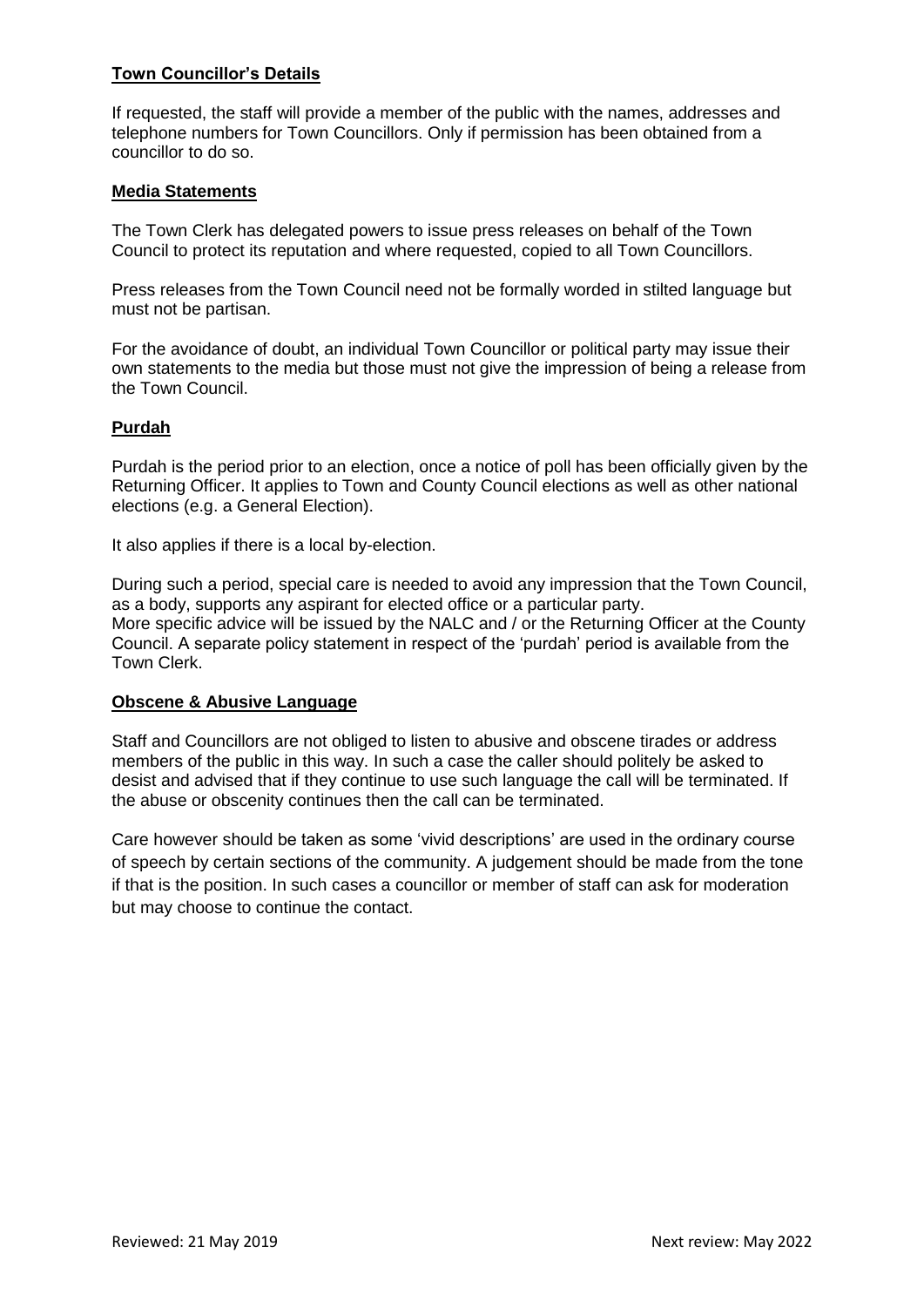## Town Councillor's Details

If requested, the staff will provide a member of the public with the names, addresses and telephone numbers for Town Councillors. Only if permission has been obtained from a councillor to do so.

## Media Statements

The Town Clerk has delegated powers to issue press releases on behalf of the Town Council to protect its reputation and where requested, copied to all Town Councillors.

Press releases from the Town Council need not be formally worded in stilted language but must not be partisan.

For the avoidance of doubt, an individual Town Councillor or political party may issue their own statements to the media but those must not give the impression of being a release from the Town Council.

## Purdah

Purdah is the period prior to an election, once a notice of poll has been officially given by the Returning Officer. It applies to Town and County Council elections as well as other national elections (e.g. a General Election).

It also applies if there is a local by-election.

During such a period, special care is needed to avoid any impression that the Town Council, as a body, supports any aspirant for elected office or a particular party.
More specific advice will be issued by the NALC and / or the Returning Officer at the County Council. A separate policy statement in respect of the 'purdah' period is available from the Town Clerk.

## Obscene & Abusive Language

Staff and Councillors are not obliged to listen to abusive and obscene tirades or address members of the public in this way. In such a case the caller should politely be asked to desist and advised that if they continue to use such language the call will be terminated. If the abuse or obscenity continues then the call can be terminated.

Care however should be taken as some 'vivid descriptions' are used in the ordinary course of speech by certain sections of the community. A judgement should be made from the tone if that is the position. In such cases a councillor or member of staff can ask for moderation but may choose to continue the contact.

Reviewed: 21 May 2019 Next review: May 2022